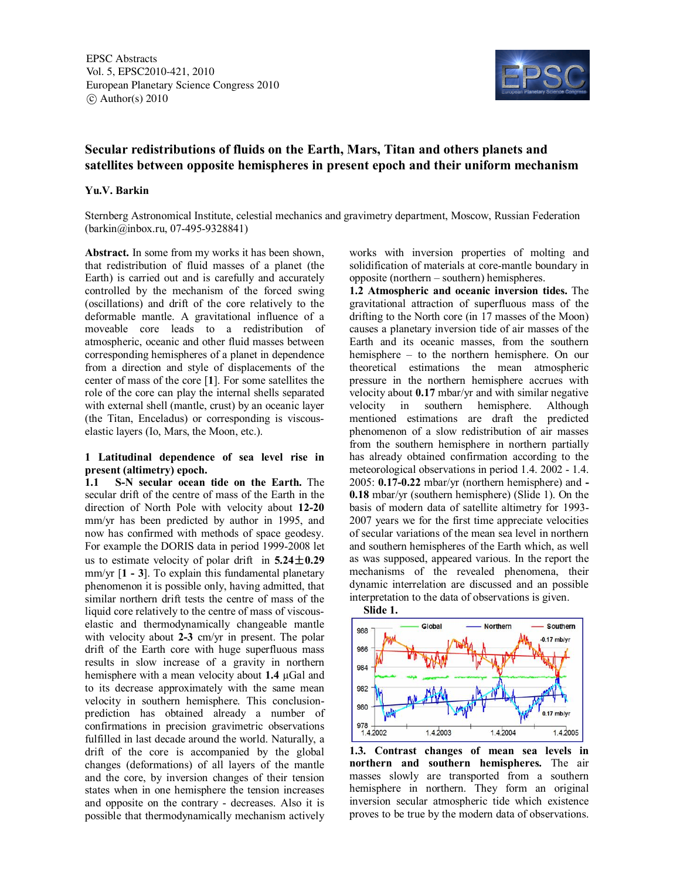EPSC Abstracts
Vol. 5, EPSC2010-421, 2010
European Planetary Science Congress 2010
© Author(s) 2010

# Secular redistributions of fluids on the Earth, Mars, Titan and others planets and satellites between opposite hemispheres in present epoch and their uniform mechanism

**Yu.V. Barkin**

Sternberg Astronomical Institute, celestial mechanics and gravimetry department, Moscow, Russian Federation (barkin@inbox.ru, 07-495-9328841)

**Abstract.** In some from my works it has been shown, that redistribution of fluid masses of a planet (the Earth) is carried out and is carefully and accurately controlled by the mechanism of the forced swing (oscillations) and drift of the core relatively to the deformable mantle. A gravitational influence of a moveable core leads to a redistribution of atmospheric, oceanic and other fluid masses between corresponding hemispheres of a planet in dependence from a direction and style of displacements of the center of mass of the core [**1**]. For some satellites the role of the core can play the internal shells separated with external shell (mantle, crust) by an oceanic layer (the Titan, Enceladus) or corresponding is viscous-elastic layers (Io, Mars, the Moon, etc.).

## 1 Latitudinal dependence of sea level rise in present (altimetry) epoch.

**1.1 S-N secular ocean tide on the Earth.** The secular drift of the centre of mass of the Earth in the direction of North Pole with velocity about **12-20** mm/yr has been predicted by author in 1995, and now has confirmed with methods of space geodesy. For example the DORIS data in period 1999-2008 let us to estimate velocity of polar drift in **5.24±0.29** mm/yr [**1 - 3**]. To explain this fundamental planetary phenomenon it is possible only, having admitted, that similar northern drift tests the centre of mass of the liquid core relatively to the centre of mass of viscous-elastic and thermodynamically changeable mantle with velocity about **2-3** cm/yr in present. The polar drift of the Earth core with huge superfluous mass results in slow increase of a gravity in northern hemisphere with a mean velocity about **1.4** μGal and to its decrease approximately with the same mean velocity in southern hemisphere. This conclusion-prediction has obtained already a number of confirmations in precision gravimetric observations fulfilled in last decade around the world. Naturally, a drift of the core is accompanied by the global changes (deformations) of all layers of the mantle and the core, by inversion changes of their tension states when in one hemisphere the tension increases and opposite on the contrary - decreases. Also it is possible that thermodynamically mechanism actively works with inversion properties of molting and solidification of materials at core-mantle boundary in opposite (northern – southern) hemispheres.

**1.2 Atmospheric and oceanic inversion tides.** The gravitational attraction of superfluous mass of the drifting to the North core (in 17 masses of the Moon) causes a planetary inversion tide of air masses of the Earth and its oceanic masses, from the southern hemisphere – to the northern hemisphere. On our theoretical estimations the mean atmospheric pressure in the northern hemisphere accrues with velocity about **0.17** mbar/yr and with similar negative velocity in southern hemisphere. Although mentioned estimations are draft the predicted phenomenon of a slow redistribution of air masses from the southern hemisphere in northern partially has already obtained confirmation according to the meteorological observations in period 1.4. 2002 - 1.4. 2005: **0.17-0.22** mbar/yr (northern hemisphere) and **-0.18** mbar/yr (southern hemisphere) (Slide 1). On the basis of modern data of satellite altimetry for 1993-2007 years we for the first time appreciate velocities of secular variations of the mean sea level in northern and southern hemispheres of the Earth which, as well as was supposed, appeared various. In the report the mechanisms of the revealed phenomena, their dynamic interrelation are discussed and an possible interpretation to the data of observations is given.

**Slide 1.**

**1.3. Contrast changes of mean sea levels in northern and southern hemispheres.** The air masses slowly are transported from a southern hemisphere in northern. They form an original inversion secular atmospheric tide which existence proves to be true by the modern data of observations.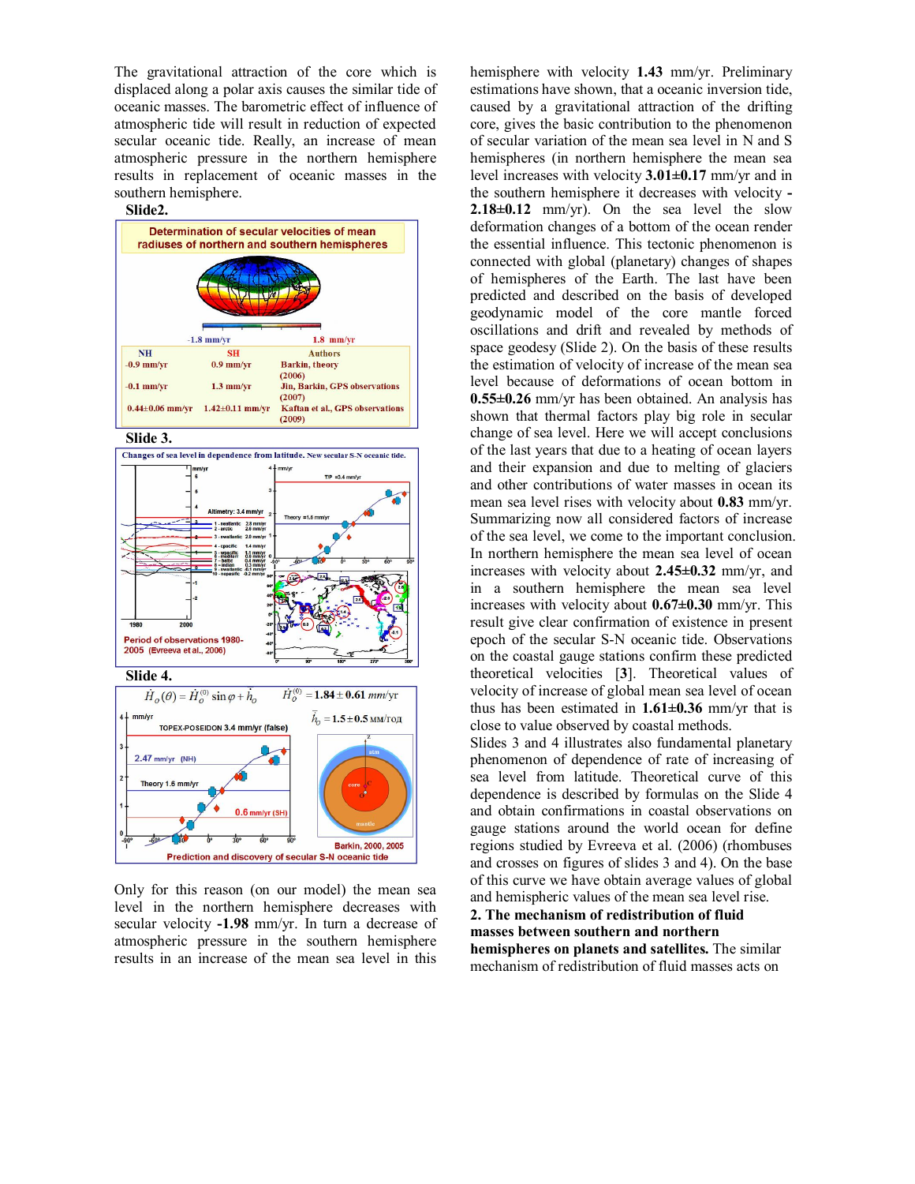The gravitational attraction of the core which is displaced along a polar axis causes the similar tide of oceanic masses. The barometric effect of influence of atmospheric tide will result in reduction of expected secular oceanic tide. Really, an increase of mean atmospheric pressure in the northern hemisphere results in replacement of oceanic masses in the southern hemisphere.

**Slide2.**

Determination of secular velocities of mean radiuses of northern and southern hemispheres

-1.8 mm/yr 1.8 mm/yr

| NH | SH | Authors |
| --- | --- | --- |
| -0.9 mm/yr | 0.9 mm/yr | Barkin, theory (2006) |
| -0.1 mm/yr | 1.3 mm/yr | Jin, Barkin, GPS observations (2007) |
| 0.44±0.06 mm/yr | 1.42±0.11 mm/yr | Kaftan et al., GPS observations (2009) |

**Slide 3.**

Changes of sea level in dependence from latitude. New secular S-N oceanic tide.

Period of observations 1980-2005 (Evreeva et al., 2006)

**Slide 4.**

$$\dot{H}_O(\theta) = \dot{H}_O^{(0)} \sin\varphi + \dot{h}_O \qquad \dot{H}_O^{(0)} = 1.84 \pm 0.61 \; mm/yr$$

$$\dot{h}_O = 1.5 \pm 0.5 \text{ мм/год}$$

TOPEX-POSEIDON 3.4 mm/yr (false); 2.47 mm/yr (NH); Theory 1.6 mm/yr; 0.6 mm/yr (SH)

Barkin, 2000, 2005

Prediction and discovery of secular S-N oceanic tide

Only for this reason (on our model) the mean sea level in the northern hemisphere decreases with secular velocity **-1.98** mm/yr. In turn a decrease of atmospheric pressure in the southern hemisphere results in an increase of the mean sea level in this hemisphere with velocity **1.43** mm/yr. Preliminary estimations have shown, that a oceanic inversion tide, caused by a gravitational attraction of the drifting core, gives the basic contribution to the phenomenon of secular variation of the mean sea level in N and S hemispheres (in northern hemisphere the mean sea level increases with velocity **3.01±0.17** mm/yr and in the southern hemisphere it decreases with velocity **-2.18±0.12** mm/yr). On the sea level the slow deformation changes of a bottom of the ocean render the essential influence. This tectonic phenomenon is connected with global (planetary) changes of shapes of hemispheres of the Earth. The last have been predicted and described on the basis of developed geodynamic model of the core mantle forced oscillations and drift and revealed by methods of space geodesy (Slide 2). On the basis of these results the estimation of velocity of increase of the mean sea level because of deformations of ocean bottom in **0.55±0.26** mm/yr has been obtained. An analysis has shown that thermal factors play big role in secular change of sea level. Here we will accept conclusions of the last years that due to a heating of ocean layers and their expansion and due to melting of glaciers and other contributions of water masses in ocean its mean sea level rises with velocity about **0.83** mm/yr. Summarizing now all considered factors of increase of the sea level, we come to the important conclusion. In northern hemisphere the mean sea level of ocean increases with velocity about **2.45±0.32** mm/yr, and in a southern hemisphere the mean sea level increases with velocity about **0.67±0.30** mm/yr. This result give clear confirmation of existence in present epoch of the secular S-N oceanic tide. Observations on the coastal gauge stations confirm these predicted theoretical velocities [**3**]. Theoretical values of velocity of increase of global mean sea level of ocean thus has been estimated in **1.61±0.36** mm/yr that is close to value observed by coastal methods.

Slides 3 and 4 illustrates also fundamental planetary phenomenon of dependence of rate of increasing of sea level from latitude. Theoretical curve of this dependence is described by formulas on the Slide 4 and obtain confirmations in coastal observations on gauge stations around the world ocean for define regions studied by Evreeva et al. (2006) (rhombuses and crosses on figures of slides 3 and 4). On the base of this curve we have obtain average values of global and hemispheric values of the mean sea level rise.

**2. The mechanism of redistribution of fluid masses between southern and northern hemispheres on planets and satellites.** The similar mechanism of redistribution of fluid masses acts on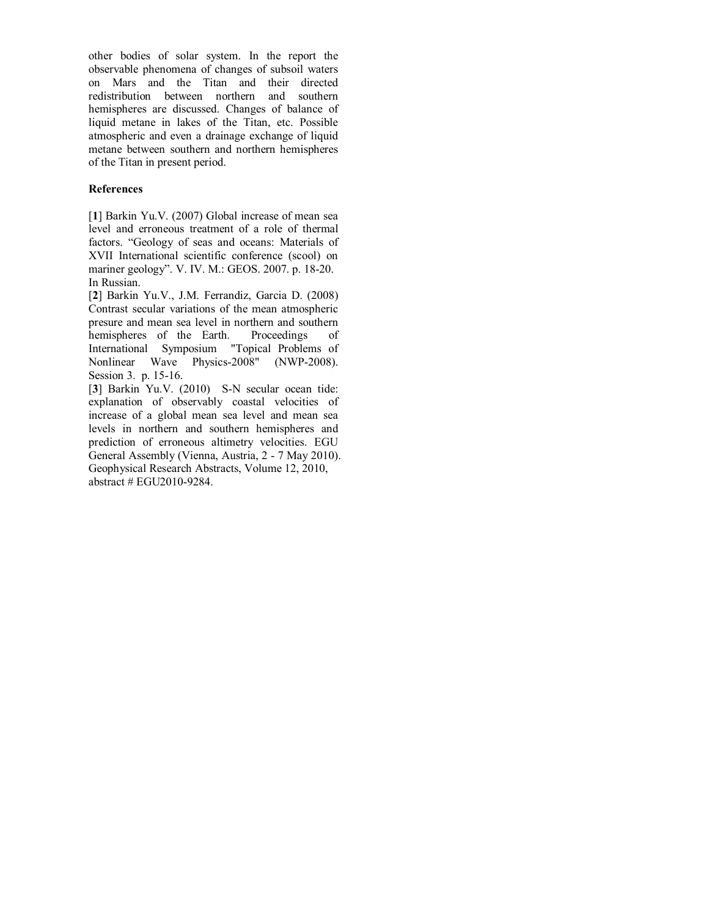other bodies of solar system. In the report the observable phenomena of changes of subsoil waters on Mars and the Titan and their directed redistribution between northern and southern hemispheres are discussed. Changes of balance of liquid metane in lakes of the Titan, etc. Possible atmospheric and even a drainage exchange of liquid metane between southern and northern hemispheres of the Titan in present period.

## References

[**1**] Barkin Yu.V. (2007) Global increase of mean sea level and erroneous treatment of a role of thermal factors. "Geology of seas and oceans: Materials of XVII International scientific conference (scool) on mariner geology". V. IV. M.: GEOS. 2007. p. 18-20. In Russian.

[**2**] Barkin Yu.V., J.M. Ferrandiz, Garcia D. (2008) Contrast secular variations of the mean atmospheric presure and mean sea level in northern and southern hemispheres of the Earth. Proceedings of International Symposium "Topical Problems of Nonlinear Wave Physics-2008" (NWP-2008). Session 3. p. 15-16.

[**3**] Barkin Yu.V. (2010) S-N secular ocean tide: explanation of observably coastal velocities of increase of a global mean sea level and mean sea levels in northern and southern hemispheres and prediction of erroneous altimetry velocities. EGU General Assembly (Vienna, Austria, 2 - 7 May 2010). Geophysical Research Abstracts, Volume 12, 2010, abstract # EGU2010-9284.